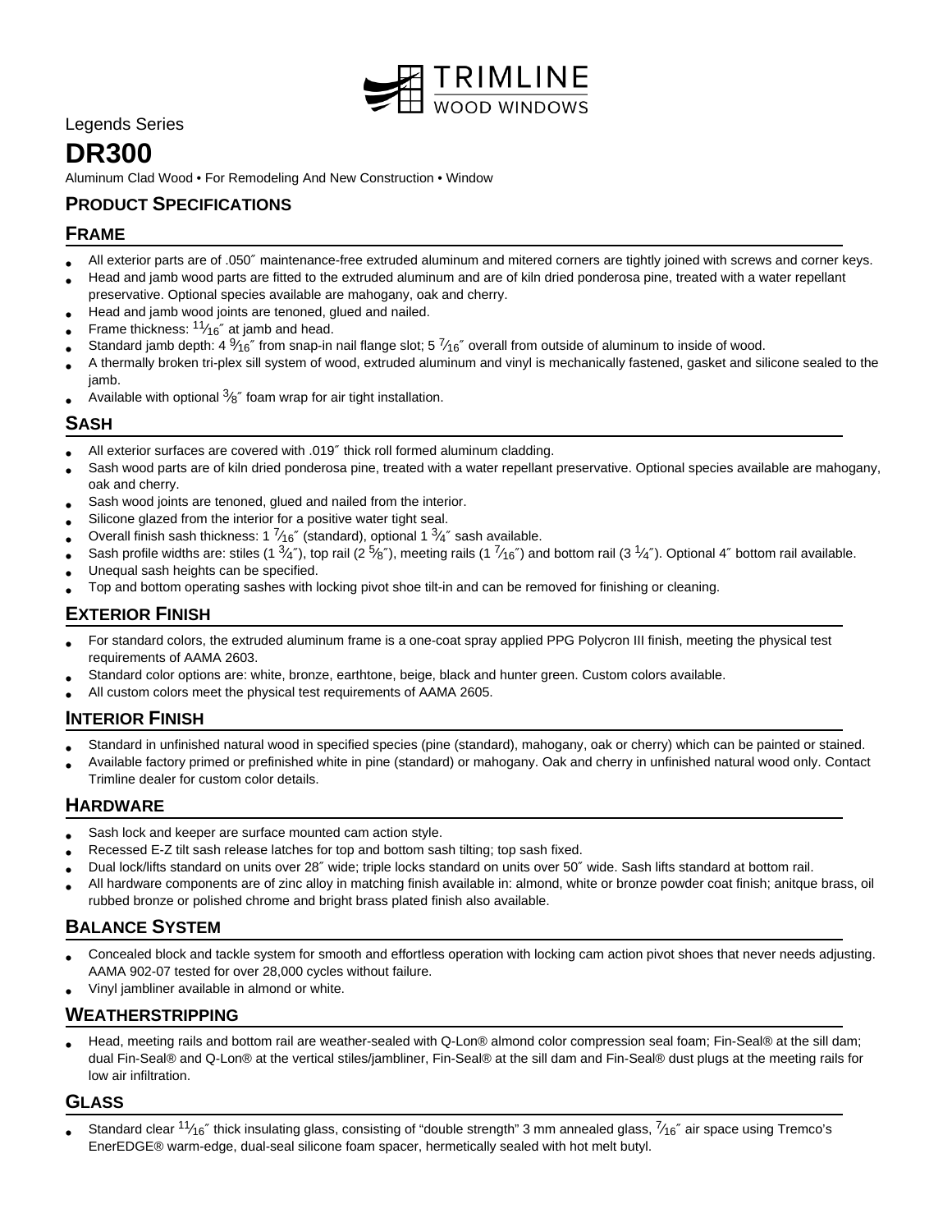TRIMLINE WOOD WINDOWS

Legends Series

# DR300

Aluminum Clad Wood • For Remodeling And New Construction • Window

## PRODUCT SPECIFICATIONS

### FRAME

- All exterior parts are of .050″ maintenance-free extruded aluminum and mitered corners are tightly joined with screws and corner keys.
- Head and jamb wood parts are fitted to the extruded aluminum and are of kiln dried ponderosa pine, treated with a water repellant preservative. Optional species available are mahogany, oak and cherry.
- Head and jamb wood joints are tenoned, glued and nailed.
- Frame thickness: 11⁄16″ at jamb and head.
- Standard jamb depth: 4 9⁄16″ from snap-in nail flange slot; 5 7⁄16″ overall from outside of aluminum to inside of wood.
- A thermally broken tri-plex sill system of wood, extruded aluminum and vinyl is mechanically fastened, gasket and silicone sealed to the jamb.
- Available with optional 3⁄8″ foam wrap for air tight installation.

### SASH

- All exterior surfaces are covered with .019″ thick roll formed aluminum cladding.
- Sash wood parts are of kiln dried ponderosa pine, treated with a water repellant preservative. Optional species available are mahogany, oak and cherry.
- Sash wood joints are tenoned, glued and nailed from the interior.
- Silicone glazed from the interior for a positive water tight seal.
- Overall finish sash thickness: 1 7⁄16″ (standard), optional 1 3⁄4″ sash available.
- Sash profile widths are: stiles (1 3⁄4″), top rail (2 5⁄8″), meeting rails (1 7⁄16″) and bottom rail (3 1⁄4″). Optional 4″ bottom rail available.
- Unequal sash heights can be specified.
- Top and bottom operating sashes with locking pivot shoe tilt-in and can be removed for finishing or cleaning.

### EXTERIOR FINISH

- For standard colors, the extruded aluminum frame is a one-coat spray applied PPG Polycron III finish, meeting the physical test requirements of AAMA 2603.
- Standard color options are: white, bronze, earthtone, beige, black and hunter green. Custom colors available.
- All custom colors meet the physical test requirements of AAMA 2605.

### INTERIOR FINISH

- Standard in unfinished natural wood in specified species (pine (standard), mahogany, oak or cherry) which can be painted or stained.
- Available factory primed or prefinished white in pine (standard) or mahogany. Oak and cherry in unfinished natural wood only. Contact Trimline dealer for custom color details.

### HARDWARE

- Sash lock and keeper are surface mounted cam action style.
- Recessed E-Z tilt sash release latches for top and bottom sash tilting; top sash fixed.
- Dual lock/lifts standard on units over 28″ wide; triple locks standard on units over 50″ wide. Sash lifts standard at bottom rail.
- All hardware components are of zinc alloy in matching finish available in: almond, white or bronze powder coat finish; anitque brass, oil rubbed bronze or polished chrome and bright brass plated finish also available.

### BALANCE SYSTEM

- Concealed block and tackle system for smooth and effortless operation with locking cam action pivot shoes that never needs adjusting. AAMA 902-07 tested for over 28,000 cycles without failure.
- Vinyl jambliner available in almond or white.

### WEATHERSTRIPPING

- Head, meeting rails and bottom rail are weather-sealed with Q-Lon® almond color compression seal foam; Fin-Seal® at the sill dam; dual Fin-Seal® and Q-Lon® at the vertical stiles/jambliner, Fin-Seal® at the sill dam and Fin-Seal® dust plugs at the meeting rails for low air infiltration.

### GLASS

- Standard clear 11⁄16″ thick insulating glass, consisting of "double strength" 3 mm annealed glass, 7⁄16″ air space using Tremco's EnerEDGE® warm-edge, dual-seal silicone foam spacer, hermetically sealed with hot melt butyl.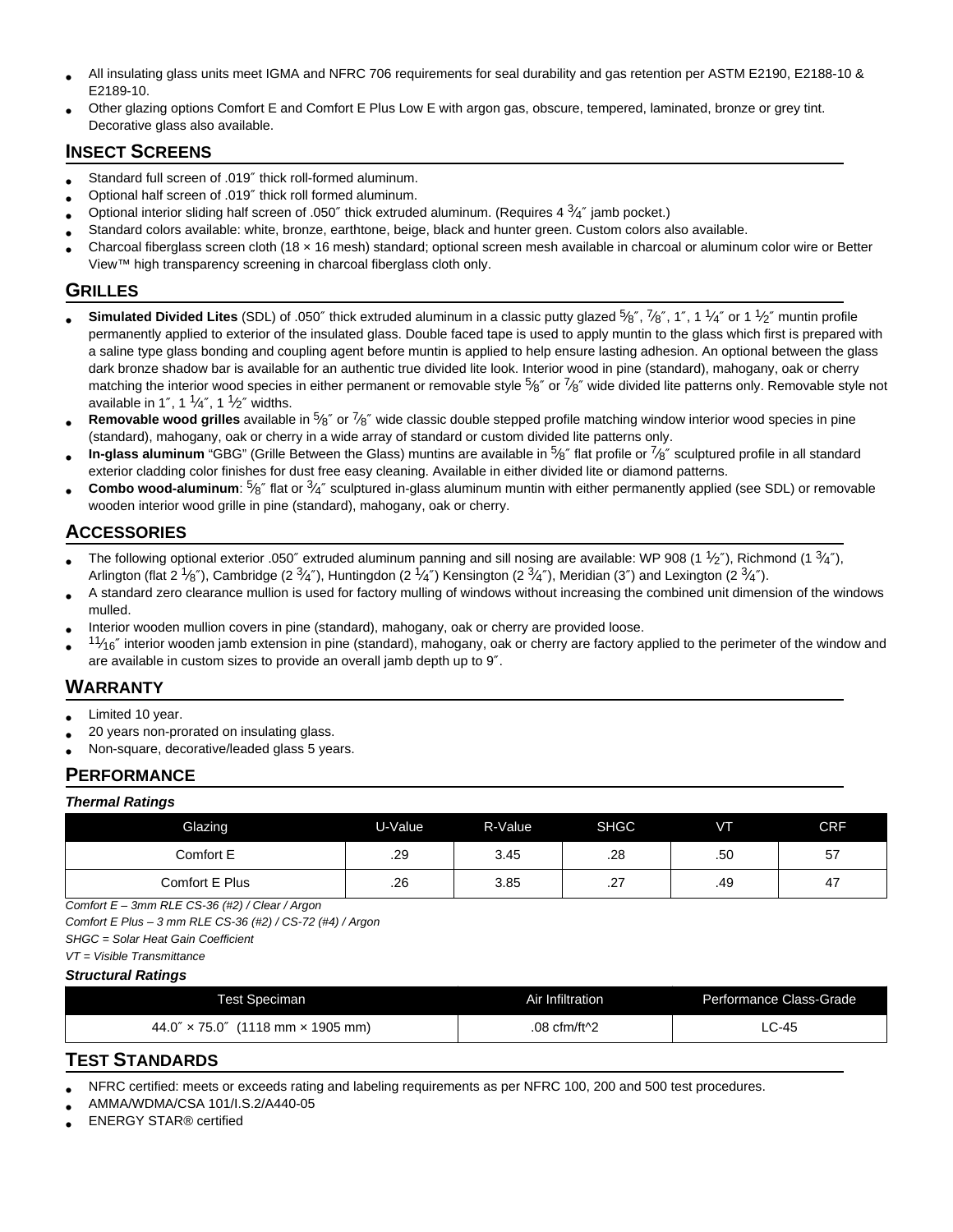- All insulating glass units meet IGMA and NFRC 706 requirements for seal durability and gas retention per ASTM E2190, E2188-10 & E2189-10.
- Other glazing options Comfort E and Comfort E Plus Low E with argon gas, obscure, tempered, laminated, bronze or grey tint. Decorative glass also available.

## INSECT SCREENS

- Standard full screen of .019″ thick roll-formed aluminum.
- Optional half screen of .019″ thick roll formed aluminum.
- Optional interior sliding half screen of .050″ thick extruded aluminum. (Requires 4 ¾″ jamb pocket.)
- Standard colors available: white, bronze, earthtone, beige, black and hunter green. Custom colors also available.
- Charcoal fiberglass screen cloth (18 × 16 mesh) standard; optional screen mesh available in charcoal or aluminum color wire or Better View™ high transparency screening in charcoal fiberglass cloth only.

## GRILLES

- **Simulated Divided Lites** (SDL) of .050″ thick extruded aluminum in a classic putty glazed ⅝″, ⅞″, 1″, 1 ¼″ or 1 ½″ muntin profile permanently applied to exterior of the insulated glass. Double faced tape is used to apply muntin to the glass which first is prepared with a saline type glass bonding and coupling agent before muntin is applied to help ensure lasting adhesion. An optional between the glass dark bronze shadow bar is available for an authentic true divided lite look. Interior wood in pine (standard), mahogany, oak or cherry matching the interior wood species in either permanent or removable style ⅝″ or ⅞″ wide divided lite patterns only. Removable style not available in 1″, 1 ¼″, 1 ½″ widths.
- **Removable wood grilles** available in ⅝″ or ⅞″ wide classic double stepped profile matching window interior wood species in pine (standard), mahogany, oak or cherry in a wide array of standard or custom divided lite patterns only.
- **In-glass aluminum** "GBG" (Grille Between the Glass) muntins are available in ⅝″ flat profile or ⅞″ sculptured profile in all standard exterior cladding color finishes for dust free easy cleaning. Available in either divided lite or diamond patterns.
- **Combo wood-aluminum**: ⅝″ flat or ¾″ sculptured in-glass aluminum muntin with either permanently applied (see SDL) or removable wooden interior wood grille in pine (standard), mahogany, oak or cherry.

## ACCESSORIES

- The following optional exterior .050″ extruded aluminum panning and sill nosing are available: WP 908 (1 ½″), Richmond (1 ¾″), Arlington (flat 2 ⅛″), Cambridge (2 ¾″), Huntingdon (2 ¼″) Kensington (2 ¾″), Meridian (3″) and Lexington (2 ¾″).
- A standard zero clearance mullion is used for factory mulling of windows without increasing the combined unit dimension of the windows mulled.
- Interior wooden mullion covers in pine (standard), mahogany, oak or cherry are provided loose.
- 11⁄16″ interior wooden jamb extension in pine (standard), mahogany, oak or cherry are factory applied to the perimeter of the window and are available in custom sizes to provide an overall jamb depth up to 9″.

## WARRANTY

- Limited 10 year.
- 20 years non-prorated on insulating glass.
- Non-square, decorative/leaded glass 5 years.

## PERFORMANCE

***Thermal Ratings***

| Glazing | U-Value | R-Value | SHGC | VT | CRF |
|---|---|---|---|---|---|
| Comfort E | .29 | 3.45 | .28 | .50 | 57 |
| Comfort E Plus | .26 | 3.85 | .27 | .49 | 47 |

*Comfort E – 3mm RLE CS-36 (#2) / Clear / Argon*

*Comfort E Plus – 3 mm RLE CS-36 (#2) / CS-72 (#4) / Argon*

*SHGC = Solar Heat Gain Coefficient*

*VT = Visible Transmittance*

***Structural Ratings***

| Test Speciman | Air Infiltration | Performance Class-Grade |
|---|---|---|
| 44.0″ × 75.0″ (1118 mm × 1905 mm) | .08 cfm/ft^2 | LC-45 |

## TEST STANDARDS

- NFRC certified: meets or exceeds rating and labeling requirements as per NFRC 100, 200 and 500 test procedures.
- AMMA/WDMA/CSA 101/I.S.2/A440-05
- ENERGY STAR® certified